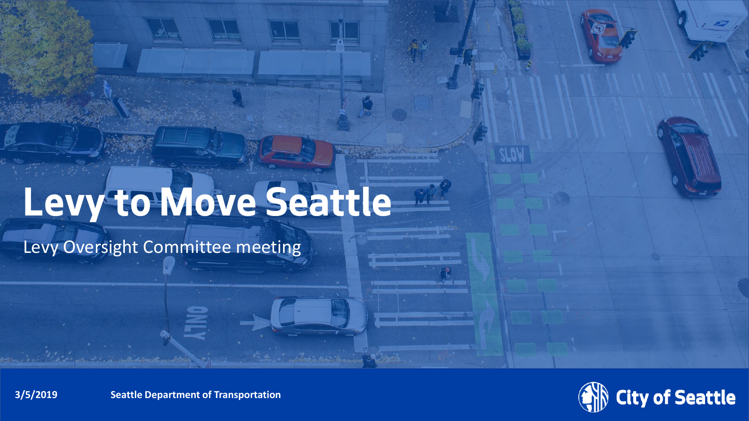# Levy to Move Seattle

Levy Oversight Committee meeting

3/5/2019 **Seattle Department of Transportation**

City of Seattle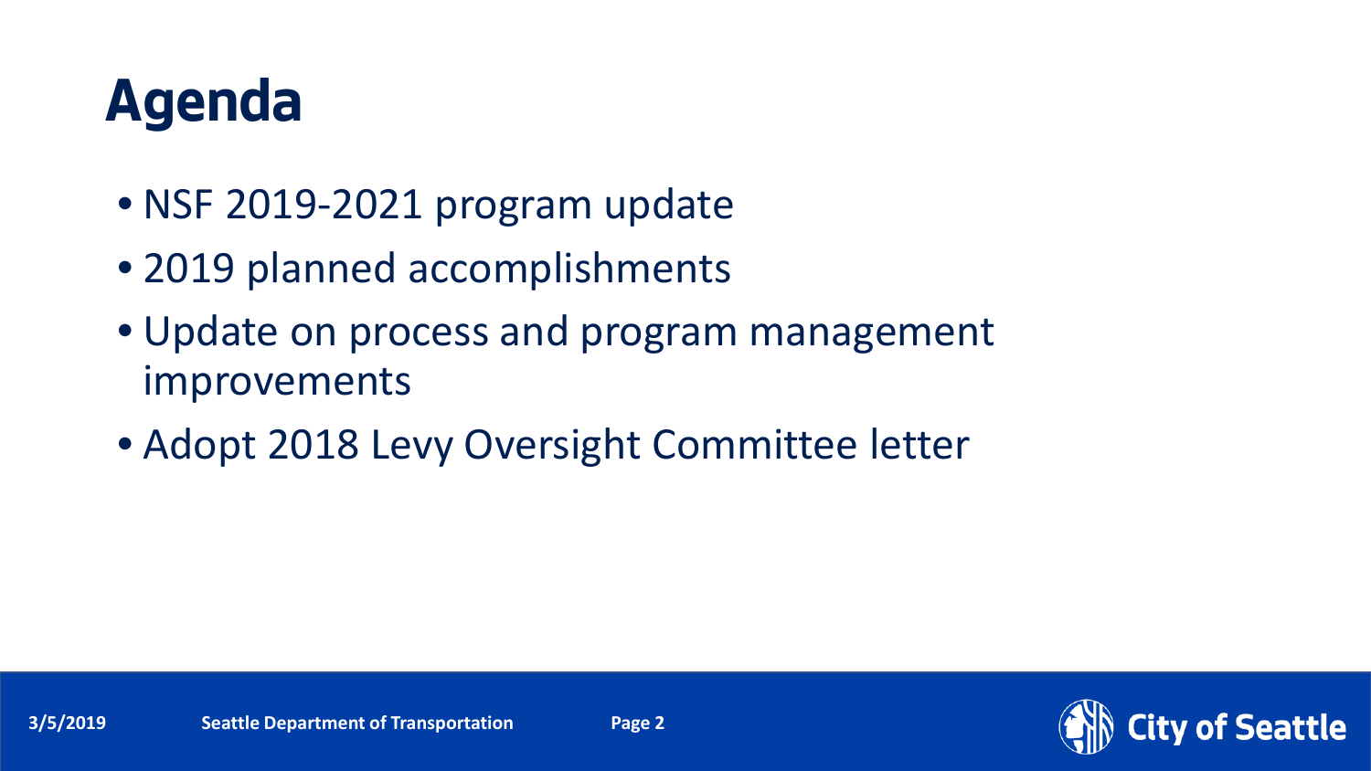# Agenda

- NSF 2019-2021 program update
- 2019 planned accomplishments
- Update on process and program management improvements
- Adopt 2018 Levy Oversight Committee letter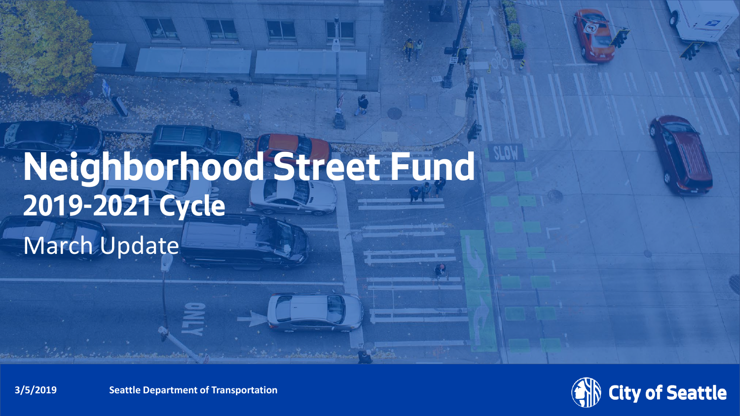# Neighborhood Street Fund

## 2019-2021 Cycle

March Update

3/5/2019

Seattle Department of Transportation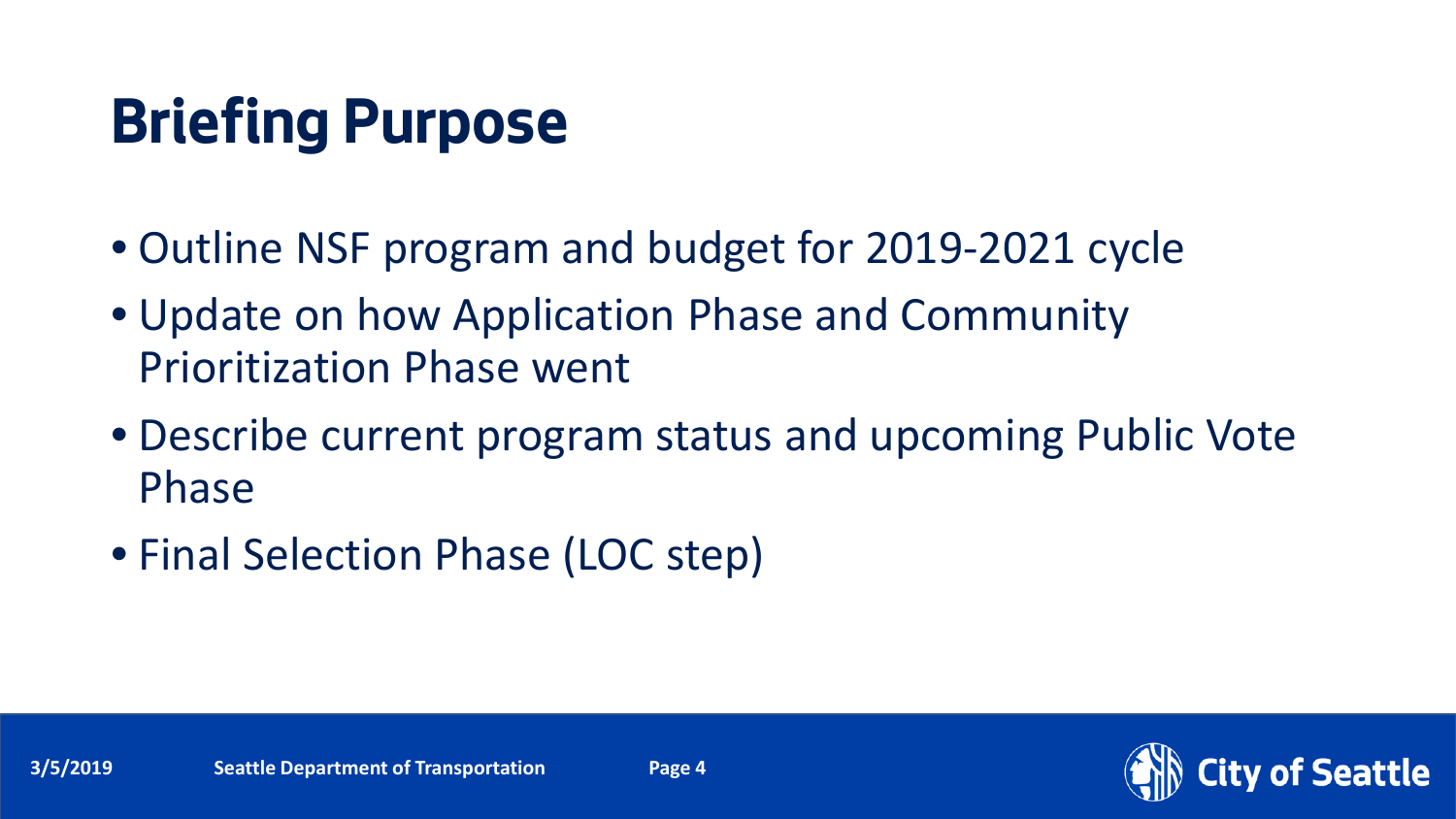# Briefing Purpose

- Outline NSF program and budget for 2019-2021 cycle
- Update on how Application Phase and Community Prioritization Phase went
- Describe current program status and upcoming Public Vote Phase
- Final Selection Phase (LOC step)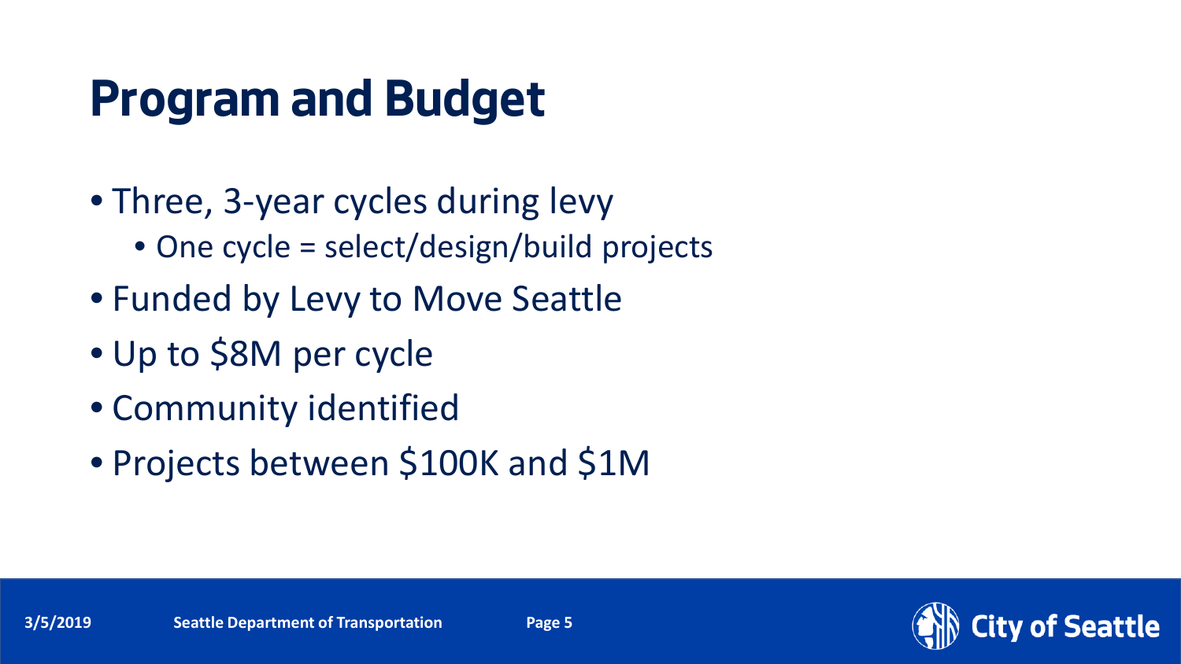# Program and Budget

- Three, 3-year cycles during levy
  - One cycle = select/design/build projects
- Funded by Levy to Move Seattle
- Up to $8M per cycle
- Community identified
- Projects between $100K and $1M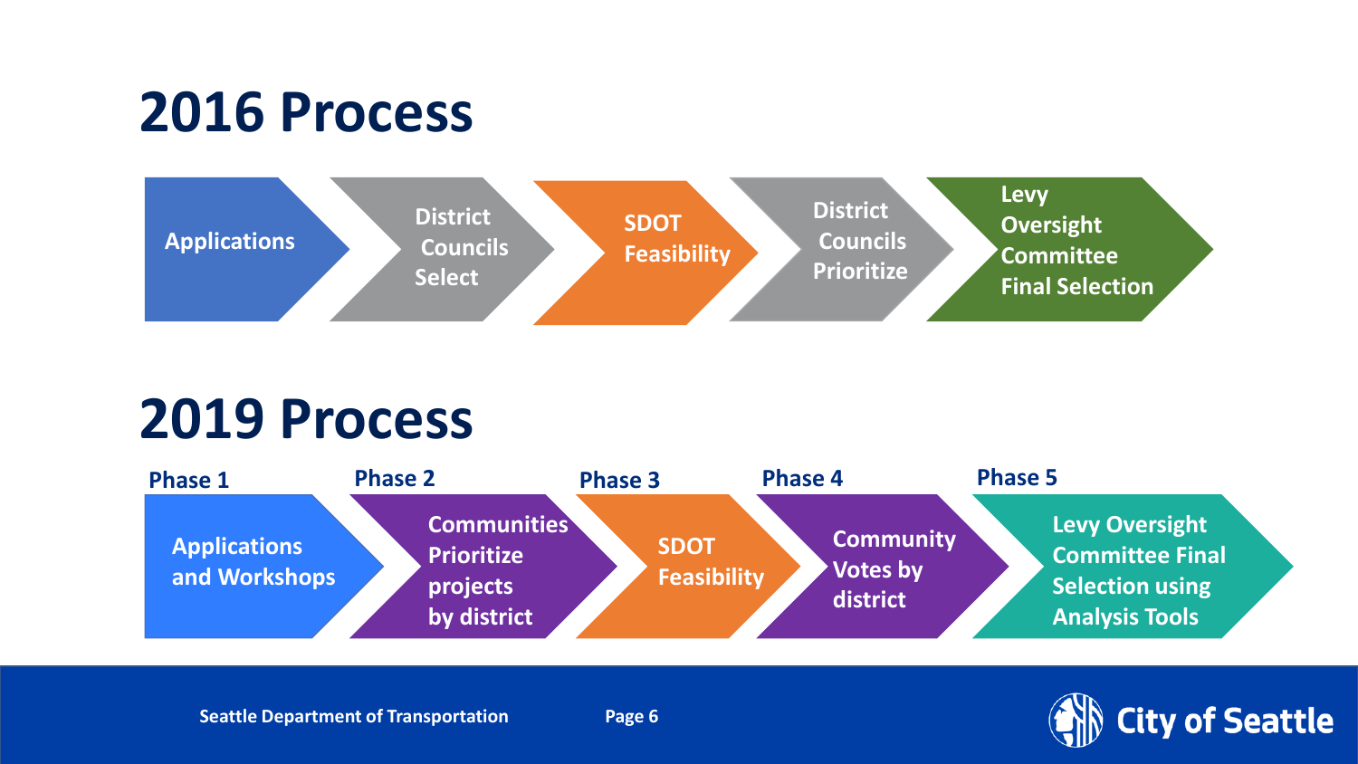# 2016 Process

1. Applications
2. District Councils Select
3. SDOT Feasibility
4. District Councils Prioritize
5. Levy Oversight Committee Final Selection

# 2019 Process

- **Phase 1**: Applications and Workshops
- **Phase 2**: Communities Prioritize projects by district
- **Phase 3**: SDOT Feasibility
- **Phase 4**: Community Votes by district
- **Phase 5**: Levy Oversight Committee Final Selection using Analysis Tools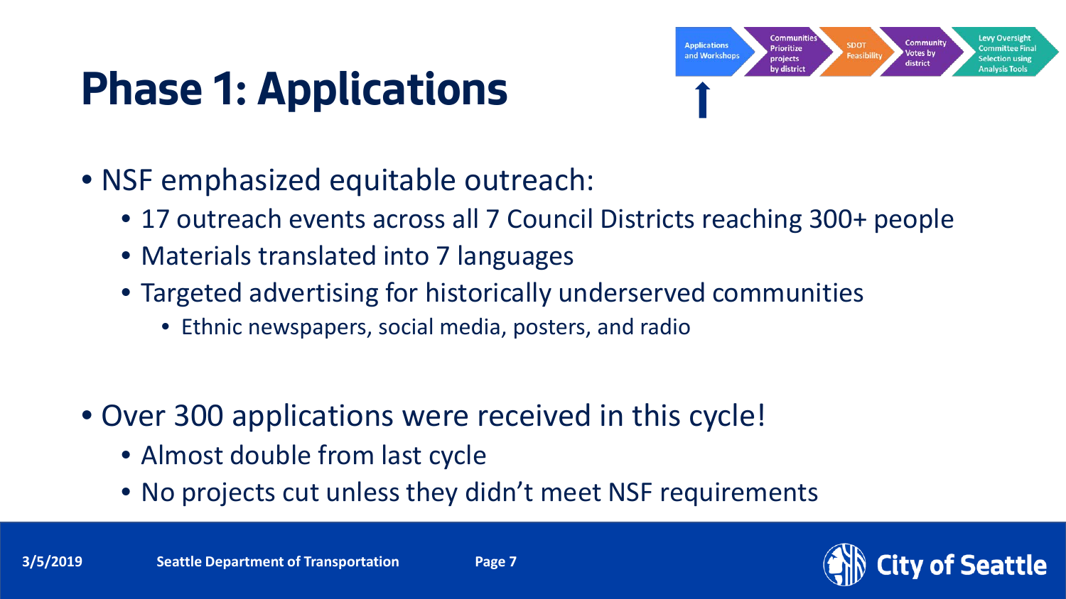# Phase 1: Applications

Applications and Workshops → Communities Prioritize projects by district → SDOT Feasibility → Community Votes by district → Levy Oversight Committee Final Selection using Analysis Tools

- NSF emphasized equitable outreach:
  - 17 outreach events across all 7 Council Districts reaching 300+ people
  - Materials translated into 7 languages
  - Targeted advertising for historically underserved communities
    - Ethnic newspapers, social media, posters, and radio
- Over 300 applications were received in this cycle!
  - Almost double from last cycle
  - No projects cut unless they didn't meet NSF requirements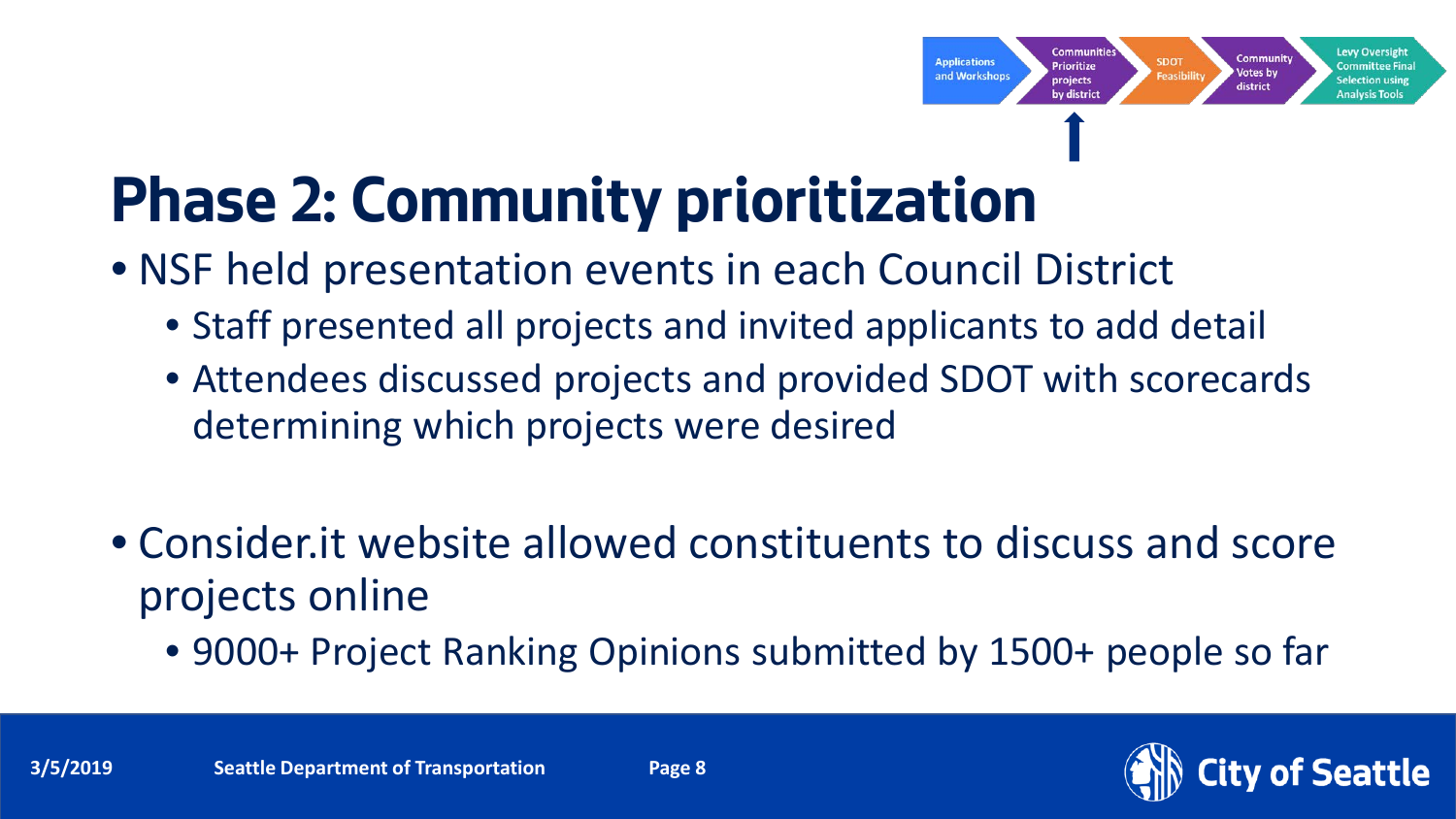Applications and Workshops → Communities Prioritize projects by district → SDOT Feasibility → Community Votes by district → Levy Oversight Committee Final Selection using Analysis Tools

# Phase 2: Community prioritization

- NSF held presentation events in each Council District
  - Staff presented all projects and invited applicants to add detail
  - Attendees discussed projects and provided SDOT with scorecards determining which projects were desired

- Consider.it website allowed constituents to discuss and score projects online
  - 9000+ Project Ranking Opinions submitted by 1500+ people so far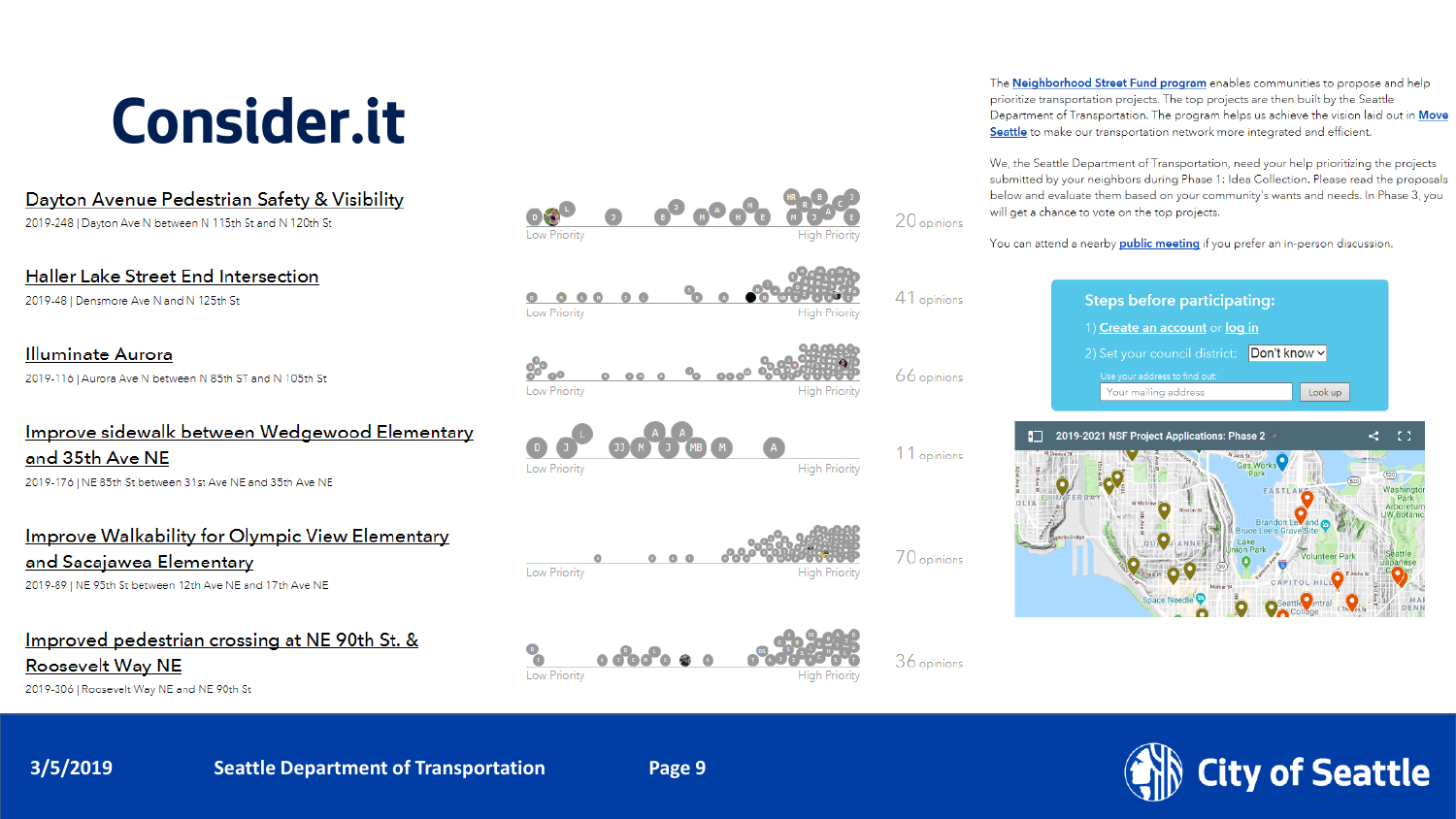# Consider.it

[Dayton Avenue Pedestrian Safety & Visibility](#)

2019-248 | Dayton Ave N between N 115th St and N 120th St

Low Priority — High Priority — 20 opinions

[Haller Lake Street End Intersection](#)

2019-48 | Densmore Ave N and N 125th St

Low Priority — High Priority — 41 opinions

[Illuminate Aurora](#)

2019-116 | Aurora Ave N between N 85th ST and N 105th St

Low Priority — High Priority — 66 opinions

[Improve sidewalk between Wedgewood Elementary and 35th Ave NE](#)

2019-176 | NE 85th St between 31st Ave NE and 35th Ave NE

Low Priority — High Priority — 11 opinions

[Improve Walkability for Olympic View Elementary and Sacajawea Elementary](#)

2019-89 | NE 95th St between 12th Ave NE and 17th Ave NE

Low Priority — High Priority — 70 opinions

[Improved pedestrian crossing at NE 90th St. & Roosevelt Way NE](#)

2019-306 | Roosevelt Way NE and NE 90th St

Low Priority — High Priority — 36 opinions

The **Neighborhood Street Fund program** enables communities to propose and help prioritize transportation projects. The top projects are then built by the Seattle Department of Transportation. The program helps us achieve the vision laid out in **Move Seattle** to make our transportation network more integrated and efficient.

We, the Seattle Department of Transportation, need your help prioritizing the projects submitted by your neighbors during Phase 1: Idea Collection. Please read the proposals below and evaluate them based on your community's wants and needs. In Phase 3, you will get a chance to vote on the top projects.

You can attend a nearby **public meeting** if you prefer an in-person discussion.

**Steps before participating:**

1) **Create an account** or **log in**

2) Set your council district: Don't know

Use your address to find out:

Your mailing address — Look up

2019-2021 NSF Project Applications: Phase 2

3/5/2019 — Seattle Department of Transportation — City of Seattle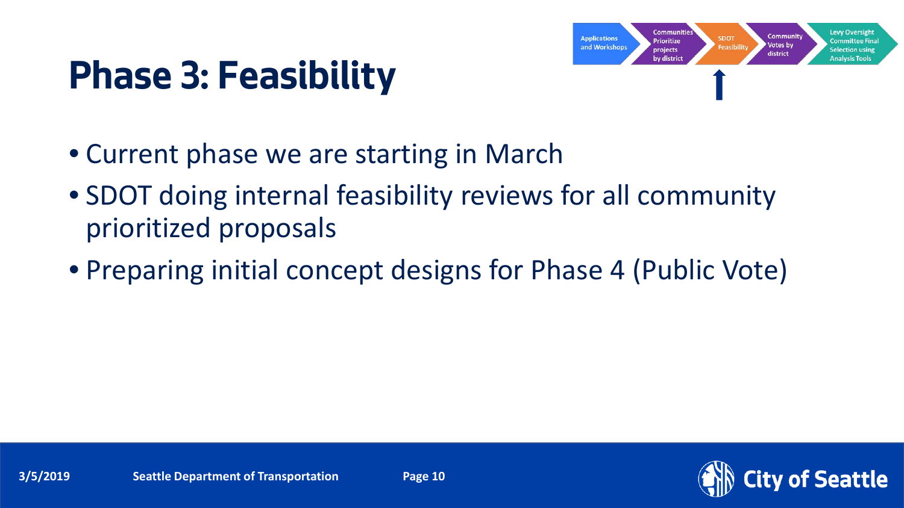# Phase 3: Feasibility

Applications and Workshops → Communities Prioritize projects by district → SDOT Feasibility → Community Votes by district → Levy Oversight Committee Final Selection using Analysis Tools

- Current phase we are starting in March
- SDOT doing internal feasibility reviews for all community prioritized proposals
- Preparing initial concept designs for Phase 4 (Public Vote)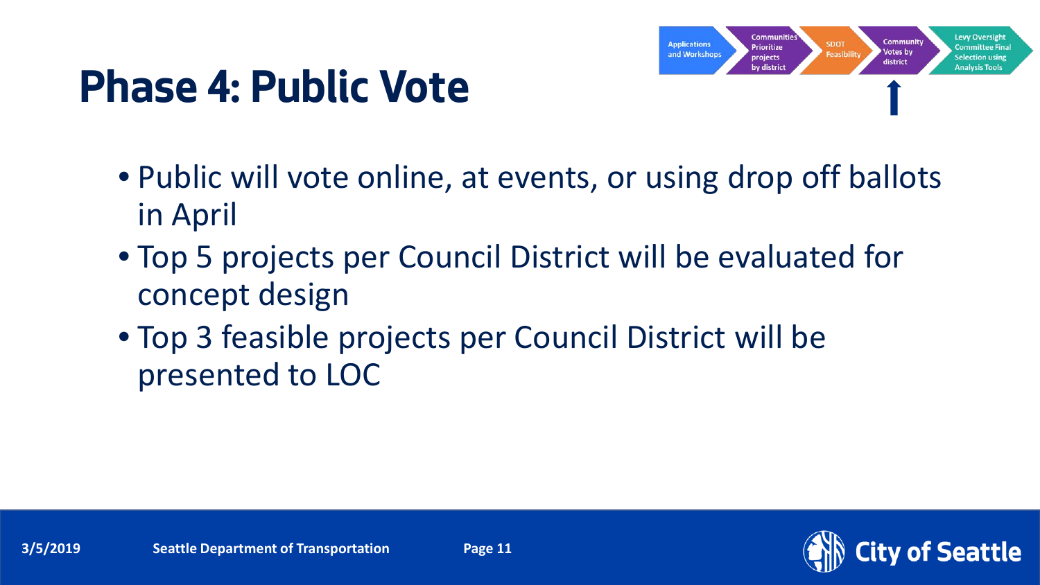# Phase 4: Public Vote

Applications and Workshops → Communities Prioritize projects by district → SDOT Feasibility → Community Votes by district → Levy Oversight Committee Final Selection using Analysis Tools

- Public will vote online, at events, or using drop off ballots in April
- Top 5 projects per Council District will be evaluated for concept design
- Top 3 feasible projects per Council District will be presented to LOC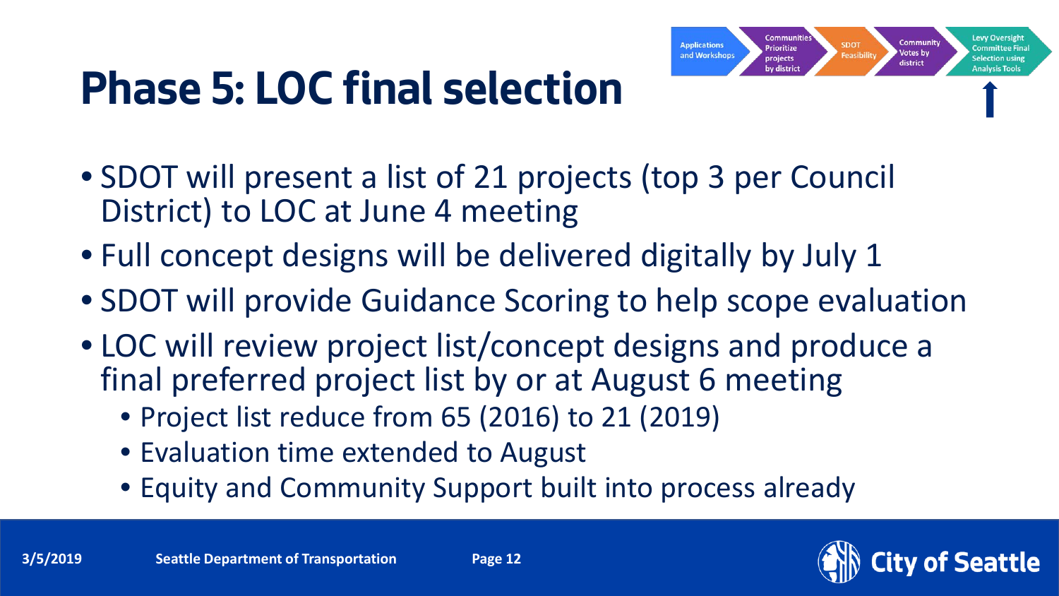# Phase 5: LOC final selection

Applications and Workshops → Communities Prioritize projects by district → SDOT Feasibility → Community Votes by district → Levy Oversight Committee Final Selection using Analysis Tools

- SDOT will present a list of 21 projects (top 3 per Council District) to LOC at June 4 meeting
- Full concept designs will be delivered digitally by July 1
- SDOT will provide Guidance Scoring to help scope evaluation
- LOC will review project list/concept designs and produce a final preferred project list by or at August 6 meeting
  - Project list reduce from 65 (2016) to 21 (2019)
  - Evaluation time extended to August
  - Equity and Community Support built into process already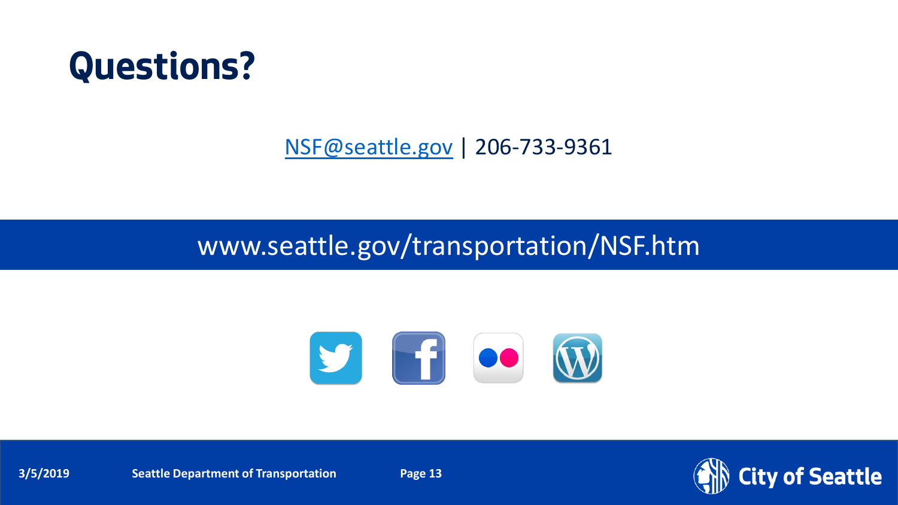# Questions?

NSF@seattle.gov | 206-733-9361

www.seattle.gov/transportation/NSF.htm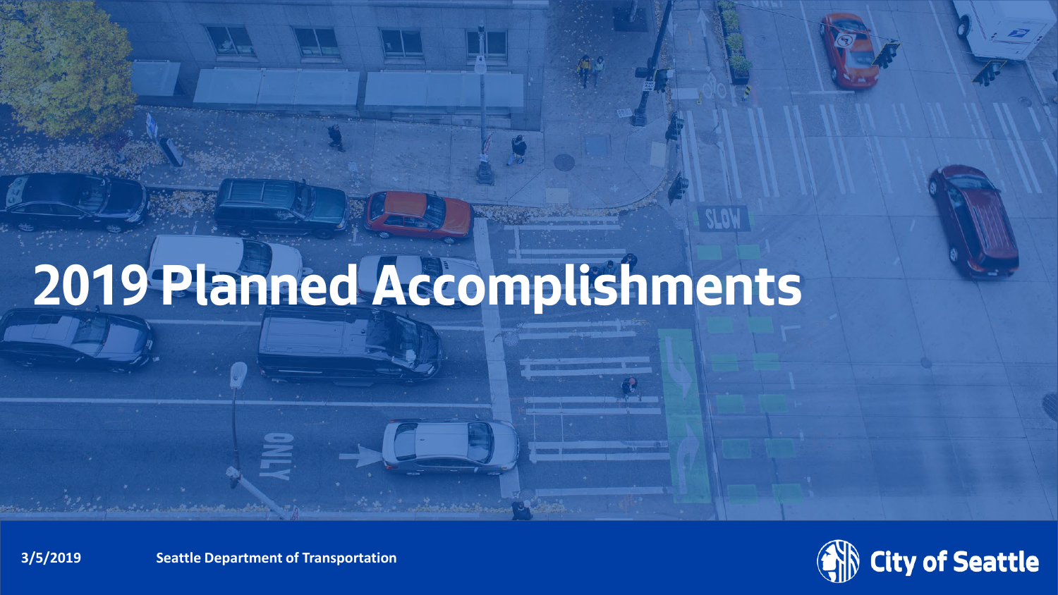# 2019 Planned Accomplishments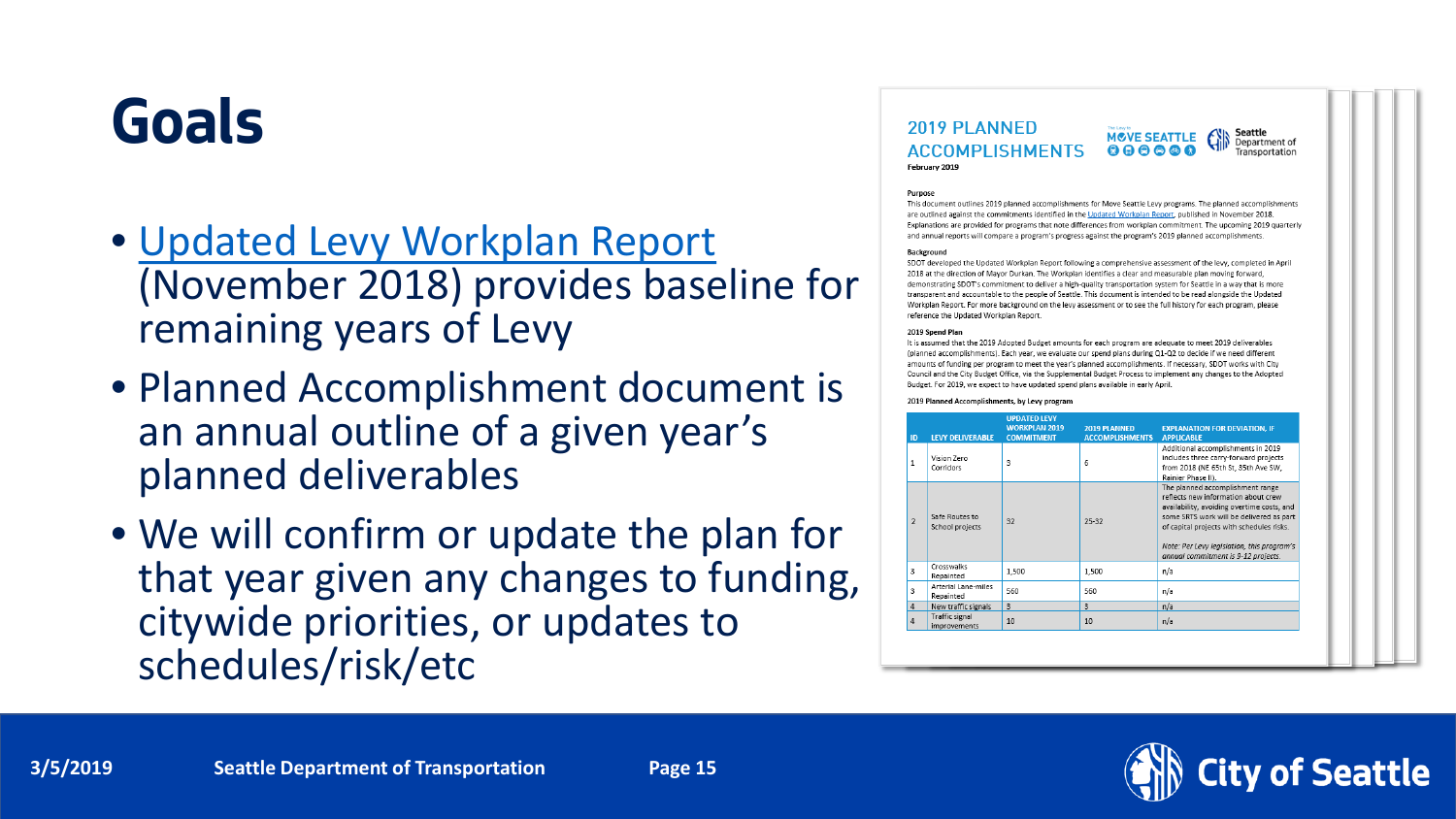# Goals

- Updated Levy Workplan Report (November 2018) provides baseline for remaining years of Levy
- Planned Accomplishment document is an annual outline of a given year's planned deliverables
- We will confirm or update the plan for that year given any changes to funding, citywide priorities, or updates to schedules/risk/etc

## 2019 PLANNED ACCOMPLISHMENTS

February 2019

**Purpose**

This document outlines 2019 planned accomplishments for Move Seattle Levy programs. The planned accomplishments are outlined against the commitments identified in the Updated Workplan Report, published in November 2018. Explanations are provided for programs that note differences from workplan commitment. The upcoming 2019 quarterly and annual reports will compare a program's progress against the program's 2019 planned accomplishments.

**Background**

SDOT developed the Updated Workplan Report following a comprehensive assessment of the levy, completed in April 2018 at the direction of Mayor Durkan. The Workplan identifies a clear and measurable plan moving forward, demonstrating SDOT's commitment to deliver a high-quality transportation system for Seattle in a way that is more transparent and accountable to the people of Seattle. This document is intended to be read alongside the Updated Workplan Report. For more background on the levy assessment or to see the full history for each program, please reference the Updated Workplan Report.

**2019 Spend Plan**

It is assumed that the 2019 Adopted Budget amounts for each program are adequate to meet 2019 deliverables (planned accomplishments). Each year, we evaluate our spend plans during Q1-Q2 to decide if we need different amounts of funding per program to meet the year's planned accomplishments. If necessary, SDOT works with City Council and the City Budget Office, via the Supplemental Budget Process to implement any changes to the Adopted Budget. For 2019, we expect to have updated spend plans available in early April.

**2019 Planned Accomplishments, by Levy program**

| ID | LEVY DELIVERABLE | UPDATED LEVY WORKPLAN 2019 COMMITMENT | 2019 PLANNED ACCOMPLISHMENTS | EXPLANATION FOR DEVIATION, IF APPLICABLE |
|---|---|---|---|---|
| 1 | Vision Zero Corridors | 3 | 6 | Additional accomplishments in 2019 includes three carry-forward projects from 2018 (NE 65th St, 35th Ave SW, Rainier Phase II). |
| 2 | Safe Routes to School projects | 32 | 25-32 | The planned accomplishment range reflects new information about crew availability, avoiding overtime costs, and some SRTS work will be delivered as part of capital projects with schedules risks. *Note: Per Levy legislation, this program's annual commitment is 9-12 projects.* |
| 3 | Crosswalks Repainted | 1,500 | 1,500 | n/a |
| 3 | Arterial Lane-miles Repainted | 560 | 560 | n/a |
| 4 | New traffic signals | 3 | 3 | n/a |
| 4 | Traffic signal improvements | 10 | 10 | n/a |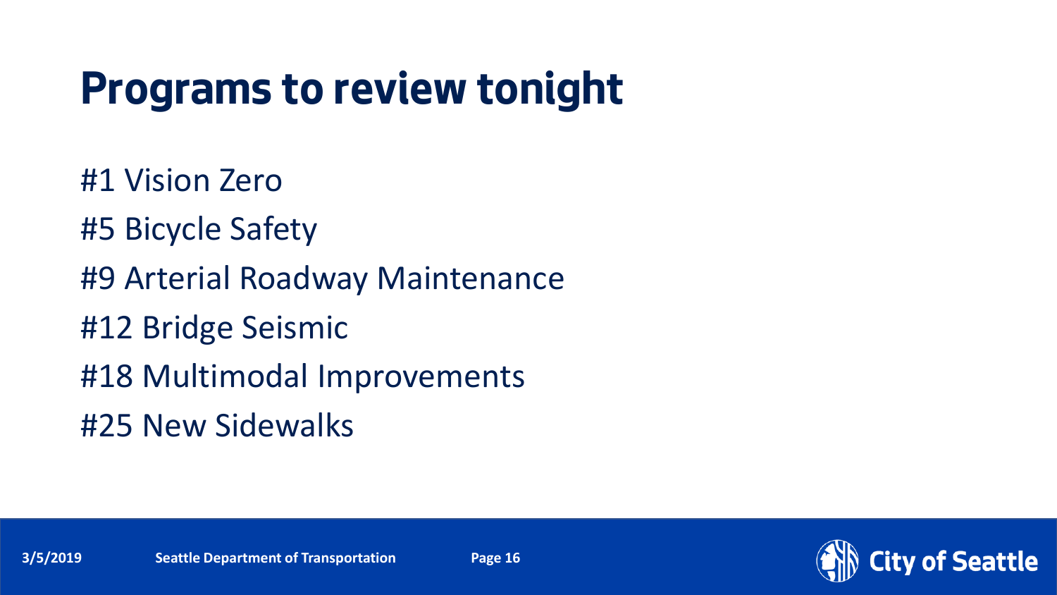# Programs to review tonight

#1 Vision Zero

#5 Bicycle Safety

#9 Arterial Roadway Maintenance

#12 Bridge Seismic

#18 Multimodal Improvements

#25 New Sidewalks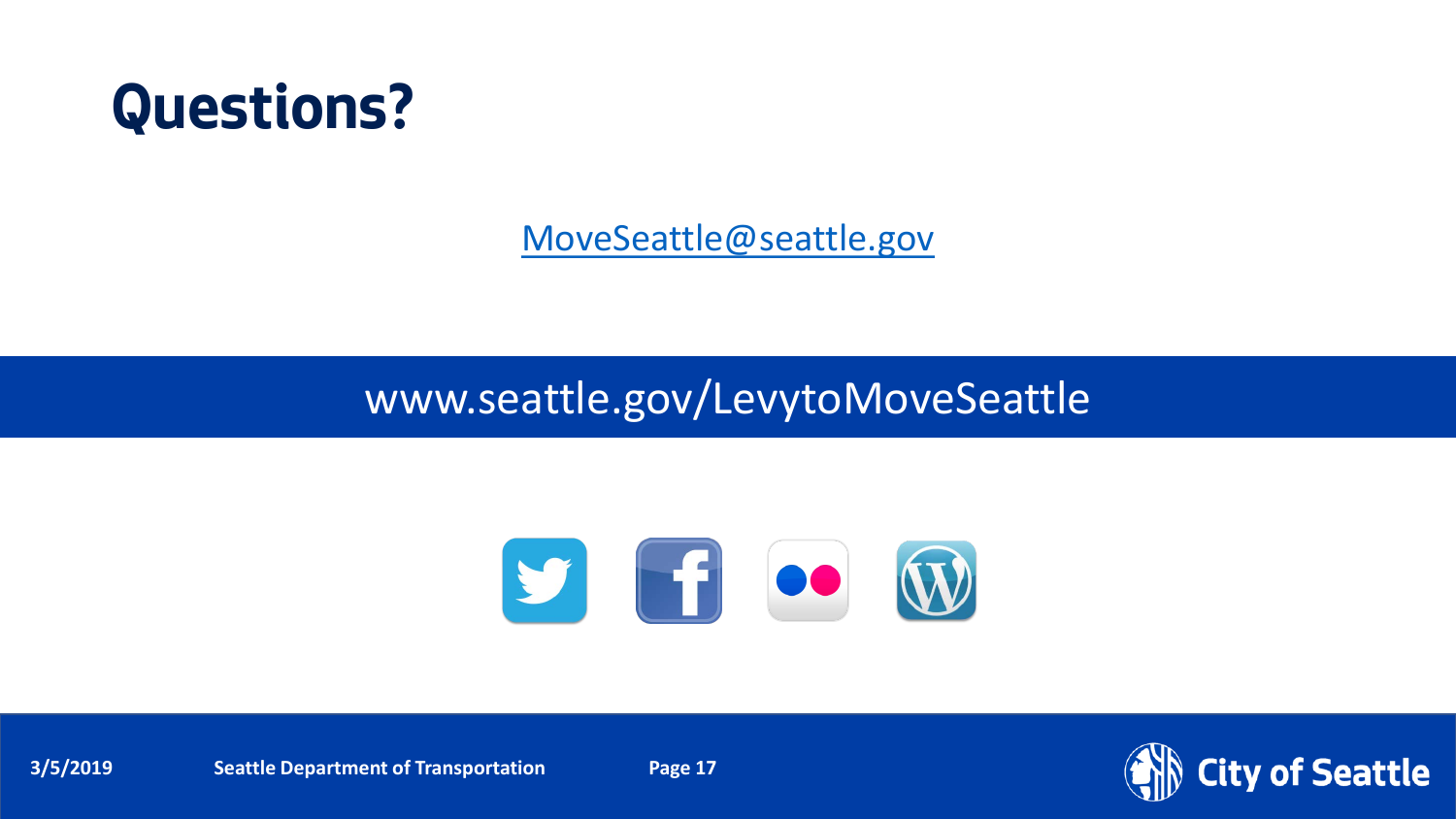# Questions?

MoveSeattle@seattle.gov

www.seattle.gov/LevytoMoveSeattle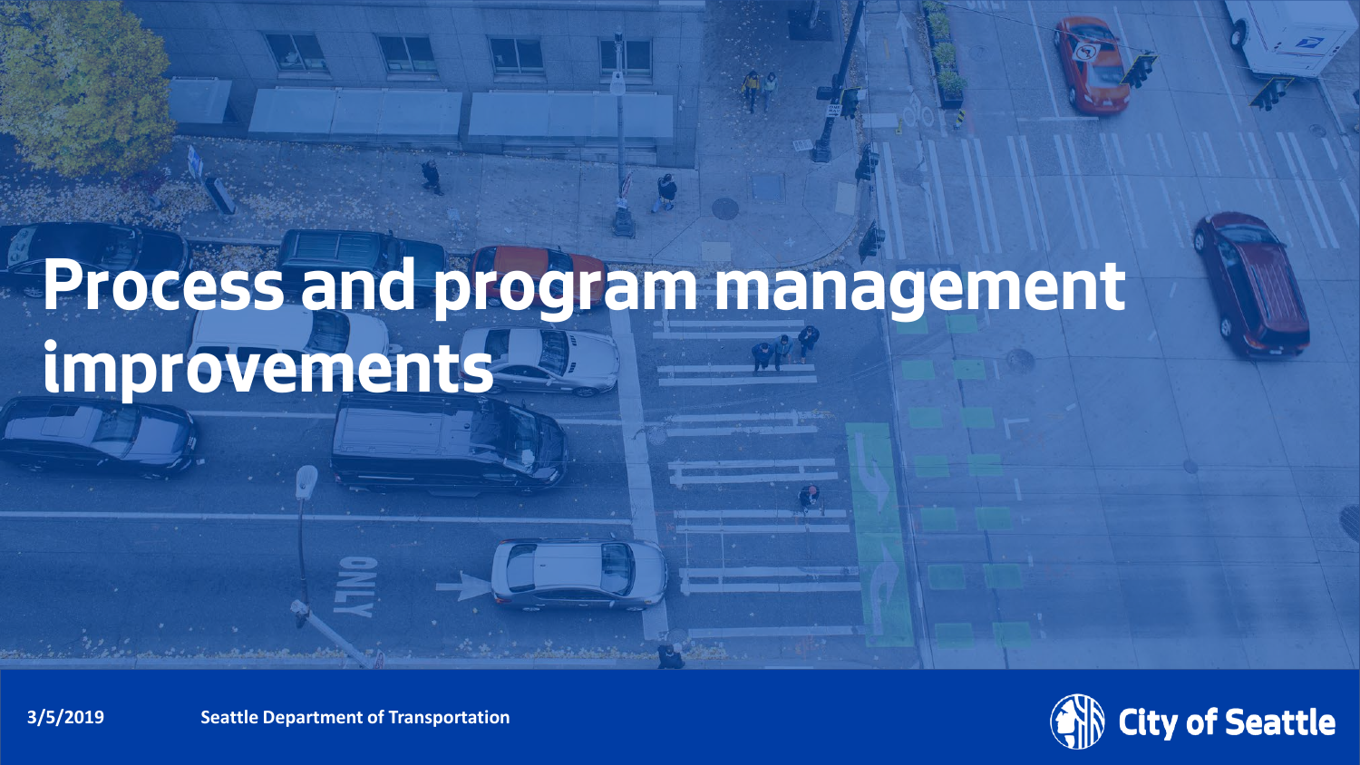# Process and program management improvements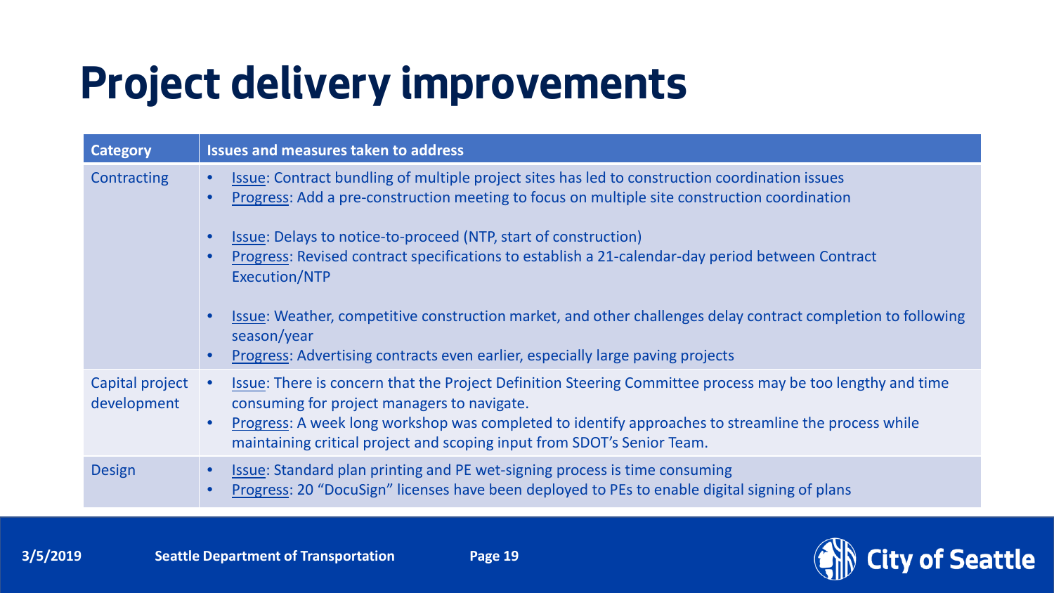# Project delivery improvements

| Category | Issues and measures taken to address |
|---|---|
| Contracting | • Issue: Contract bundling of multiple project sites has led to construction coordination issues<br>• Progress: Add a pre-construction meeting to focus on multiple site construction coordination<br><br>• Issue: Delays to notice-to-proceed (NTP, start of construction)<br>• Progress: Revised contract specifications to establish a 21-calendar-day period between Contract Execution/NTP<br><br>• Issue: Weather, competitive construction market, and other challenges delay contract completion to following season/year<br>• Progress: Advertising contracts even earlier, especially large paving projects |
| Capital project development | • Issue: There is concern that the Project Definition Steering Committee process may be too lengthy and time consuming for project managers to navigate.<br>• Progress: A week long workshop was completed to identify approaches to streamline the process while maintaining critical project and scoping input from SDOT's Senior Team. |
| Design | • Issue: Standard plan printing and PE wet-signing process is time consuming<br>• Progress: 20 "DocuSign" licenses have been deployed to PEs to enable digital signing of plans |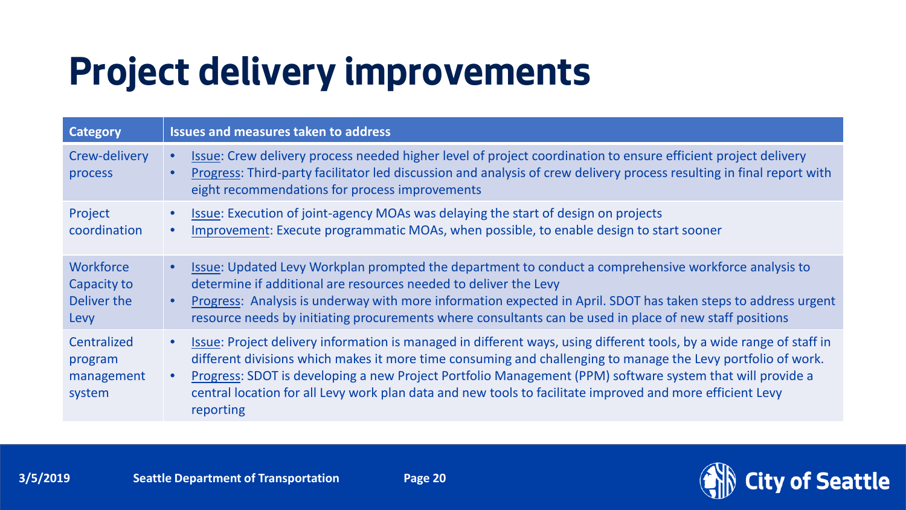# Project delivery improvements

| Category | Issues and measures taken to address |
|---|---|
| Crew-delivery process | • Issue: Crew delivery process needed higher level of project coordination to ensure efficient project delivery<br>• Progress: Third-party facilitator led discussion and analysis of crew delivery process resulting in final report with eight recommendations for process improvements |
| Project coordination | • Issue: Execution of joint-agency MOAs was delaying the start of design on projects<br>• Improvement: Execute programmatic MOAs, when possible, to enable design to start sooner |
| Workforce Capacity to Deliver the Levy | • Issue: Updated Levy Workplan prompted the department to conduct a comprehensive workforce analysis to determine if additional are resources needed to deliver the Levy<br>• Progress: Analysis is underway with more information expected in April. SDOT has taken steps to address urgent resource needs by initiating procurements where consultants can be used in place of new staff positions |
| Centralized program management system | • Issue: Project delivery information is managed in different ways, using different tools, by a wide range of staff in different divisions which makes it more time consuming and challenging to manage the Levy portfolio of work.<br>• Progress: SDOT is developing a new Project Portfolio Management (PPM) software system that will provide a central location for all Levy work plan data and new tools to facilitate improved and more efficient Levy reporting |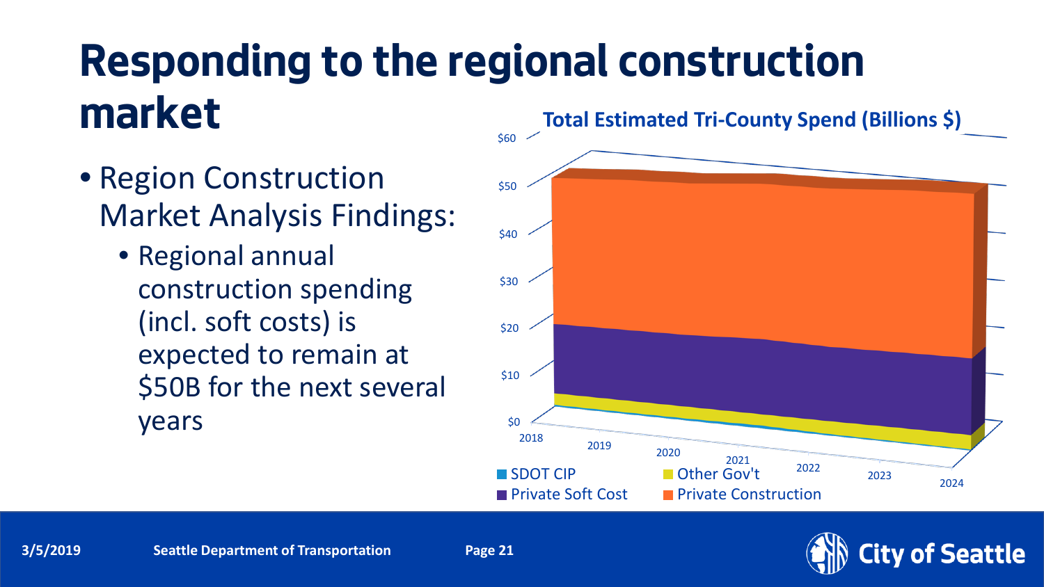# Responding to the regional construction market

- Region Construction Market Analysis Findings:
  - Regional annual construction spending (incl. soft costs) is expected to remain at $50B for the next several years

**Total Estimated Tri-County Spend (Billions $)**

$60
$50
$40
$30
$20
$10
$0

2018 2019 2020 2021 2022 2023 2024

SDOT CIP | Other Gov't | Private Soft Cost | Private Construction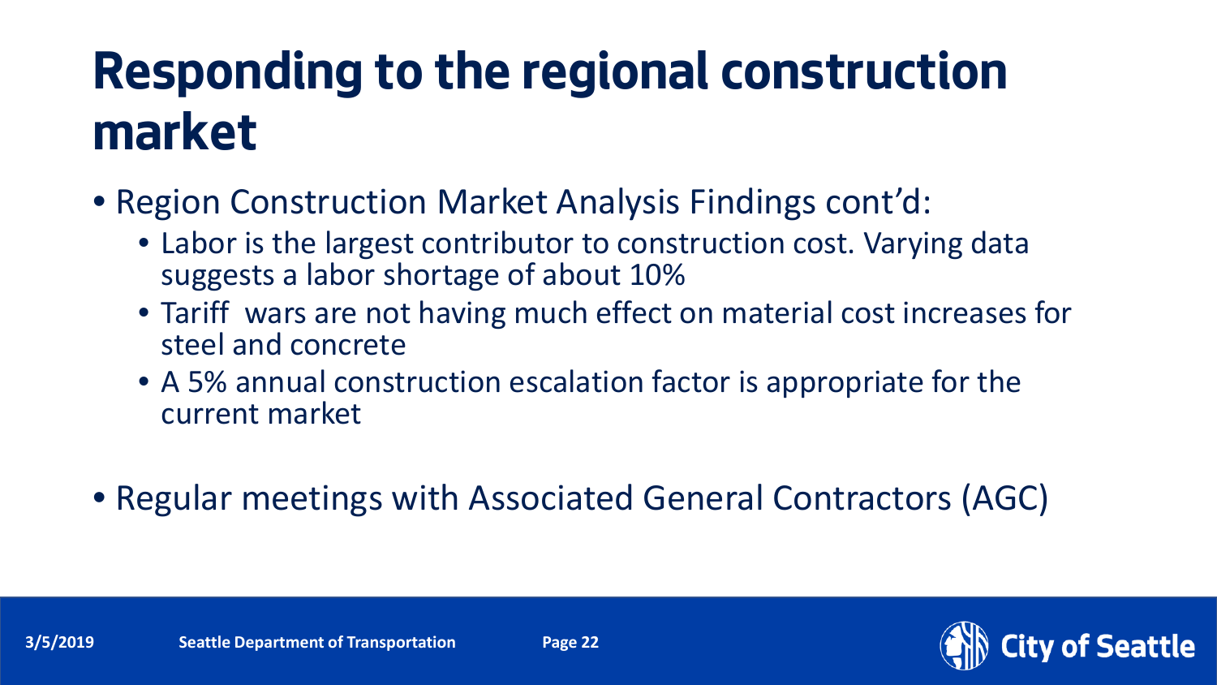# Responding to the regional construction market

- Region Construction Market Analysis Findings cont'd:
  - Labor is the largest contributor to construction cost. Varying data suggests a labor shortage of about 10%
  - Tariff wars are not having much effect on material cost increases for steel and concrete
  - A 5% annual construction escalation factor is appropriate for the current market

- Regular meetings with Associated General Contractors (AGC)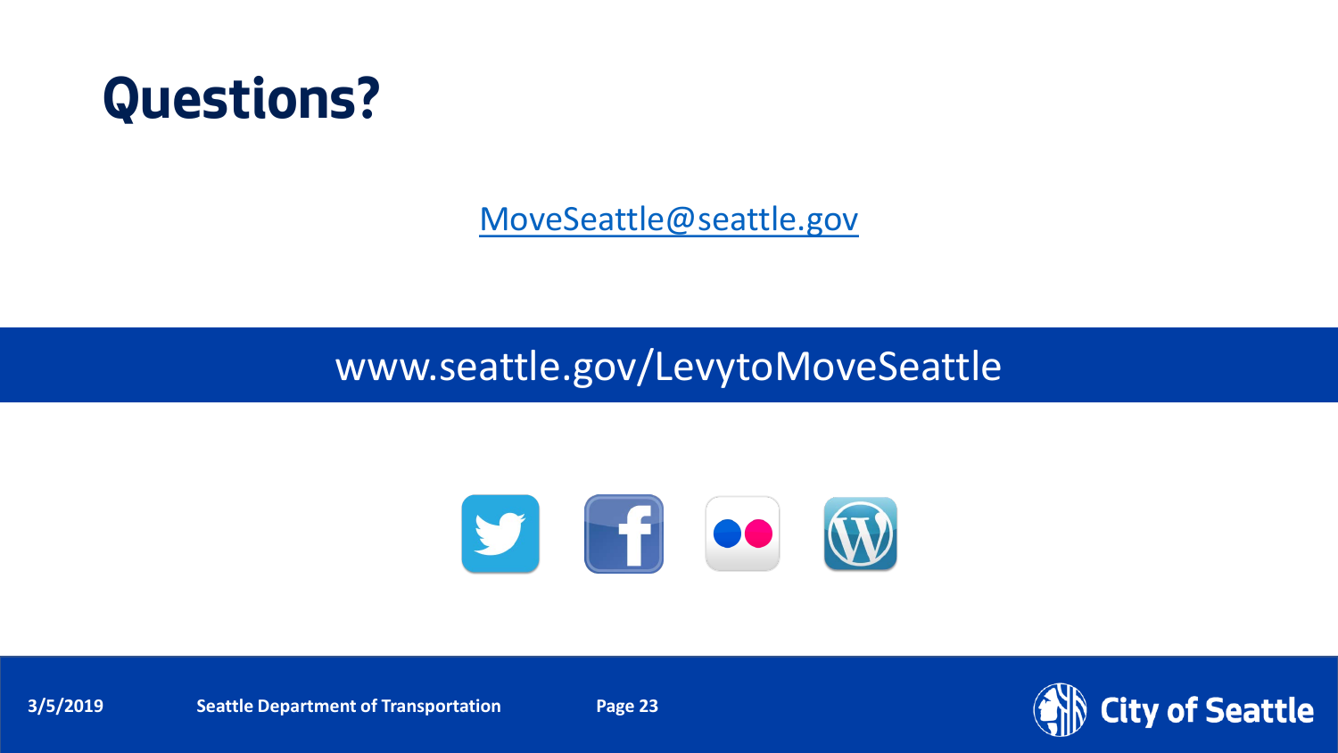# Questions?

MoveSeattle@seattle.gov

www.seattle.gov/LevytoMoveSeattle